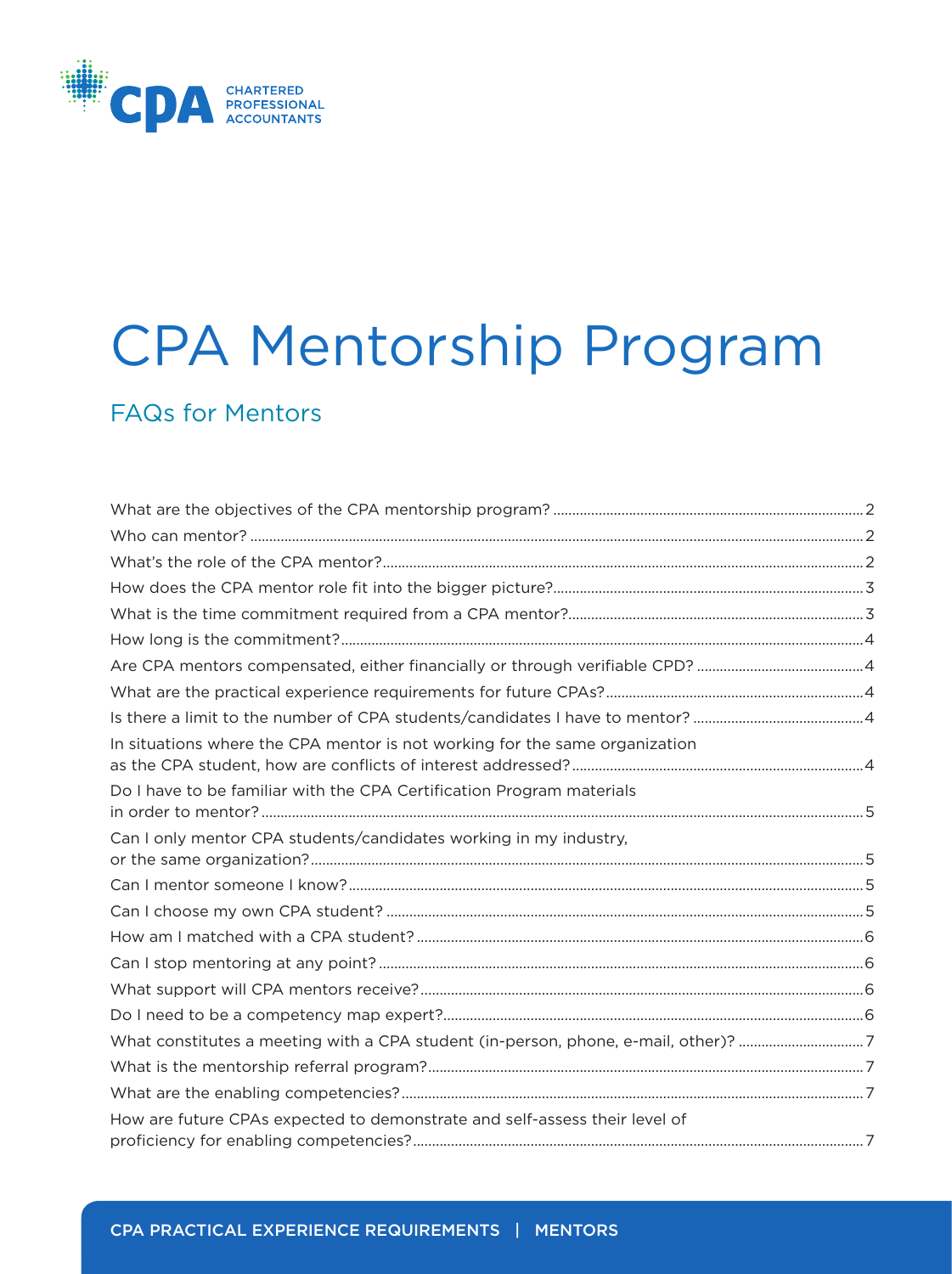CPA CHARTERED PROFESSIONAL ACCOUNTANTS

# CPA Mentorship Program

## FAQs for Mentors

| Question | Page |
| --- | --- |
| What are the objectives of the CPA mentorship program? | 2 |
| Who can mentor? | 2 |
| What's the role of the CPA mentor? | 2 |
| How does the CPA mentor role fit into the bigger picture? | 3 |
| What is the time commitment required from a CPA mentor? | 3 |
| How long is the commitment? | 4 |
| Are CPA mentors compensated, either financially or through verifiable CPD? | 4 |
| What are the practical experience requirements for future CPAs? | 4 |
| Is there a limit to the number of CPA students/candidates I have to mentor? | 4 |
| In situations where the CPA mentor is not working for the same organization as the CPA student, how are conflicts of interest addressed? | 4 |
| Do I have to be familiar with the CPA Certification Program materials in order to mentor? | 5 |
| Can I only mentor CPA students/candidates working in my industry, or the same organization? | 5 |
| Can I mentor someone I know? | 5 |
| Can I choose my own CPA student? | 5 |
| How am I matched with a CPA student? | 6 |
| Can I stop mentoring at any point? | 6 |
| What support will CPA mentors receive? | 6 |
| Do I need to be a competency map expert? | 6 |
| What constitutes a meeting with a CPA student (in-person, phone, e-mail, other)? | 7 |
| What is the mentorship referral program? | 7 |
| What are the enabling competencies? | 7 |
| How are future CPAs expected to demonstrate and self-assess their level of proficiency for enabling competencies? | 7 |

CPA PRACTICAL EXPERIENCE REQUIREMENTS | MENTORS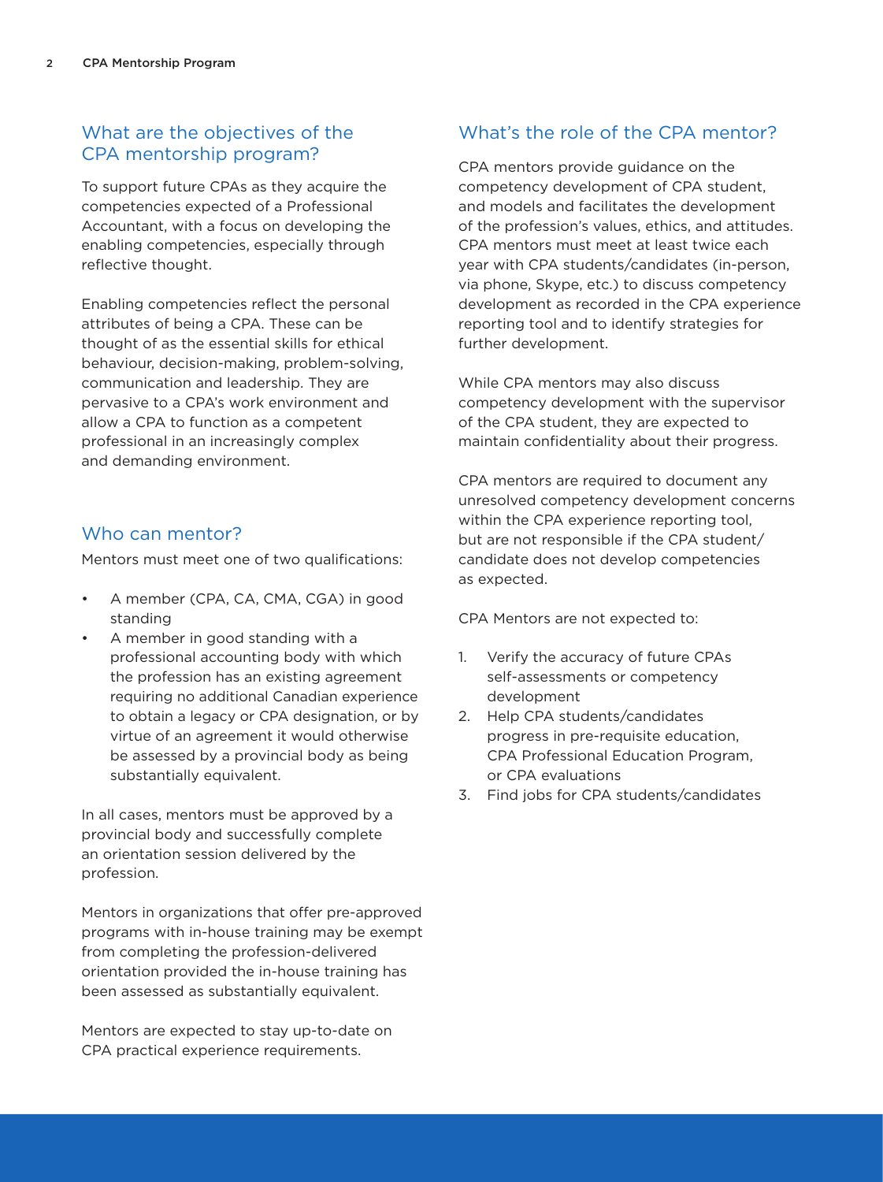## What are the objectives of the CPA mentorship program?

To support future CPAs as they acquire the competencies expected of a Professional Accountant, with a focus on developing the enabling competencies, especially through reflective thought.

Enabling competencies reflect the personal attributes of being a CPA. These can be thought of as the essential skills for ethical behaviour, decision-making, problem-solving, communication and leadership. They are pervasive to a CPA's work environment and allow a CPA to function as a competent professional in an increasingly complex and demanding environment.

## Who can mentor?

Mentors must meet one of two qualifications:

- A member (CPA, CA, CMA, CGA) in good standing
- A member in good standing with a professional accounting body with which the profession has an existing agreement requiring no additional Canadian experience to obtain a legacy or CPA designation, or by virtue of an agreement it would otherwise be assessed by a provincial body as being substantially equivalent.

In all cases, mentors must be approved by a provincial body and successfully complete an orientation session delivered by the profession.

Mentors in organizations that offer pre-approved programs with in-house training may be exempt from completing the profession-delivered orientation provided the in-house training has been assessed as substantially equivalent.

Mentors are expected to stay up-to-date on CPA practical experience requirements.

## What's the role of the CPA mentor?

CPA mentors provide guidance on the competency development of CPA student, and models and facilitates the development of the profession's values, ethics, and attitudes. CPA mentors must meet at least twice each year with CPA students/candidates (in-person, via phone, Skype, etc.) to discuss competency development as recorded in the CPA experience reporting tool and to identify strategies for further development.

While CPA mentors may also discuss competency development with the supervisor of the CPA student, they are expected to maintain confidentiality about their progress.

CPA mentors are required to document any unresolved competency development concerns within the CPA experience reporting tool, but are not responsible if the CPA student/candidate does not develop competencies as expected.

CPA Mentors are not expected to:

1. Verify the accuracy of future CPAs self-assessments or competency development
2. Help CPA students/candidates progress in pre-requisite education, CPA Professional Education Program, or CPA evaluations
3. Find jobs for CPA students/candidates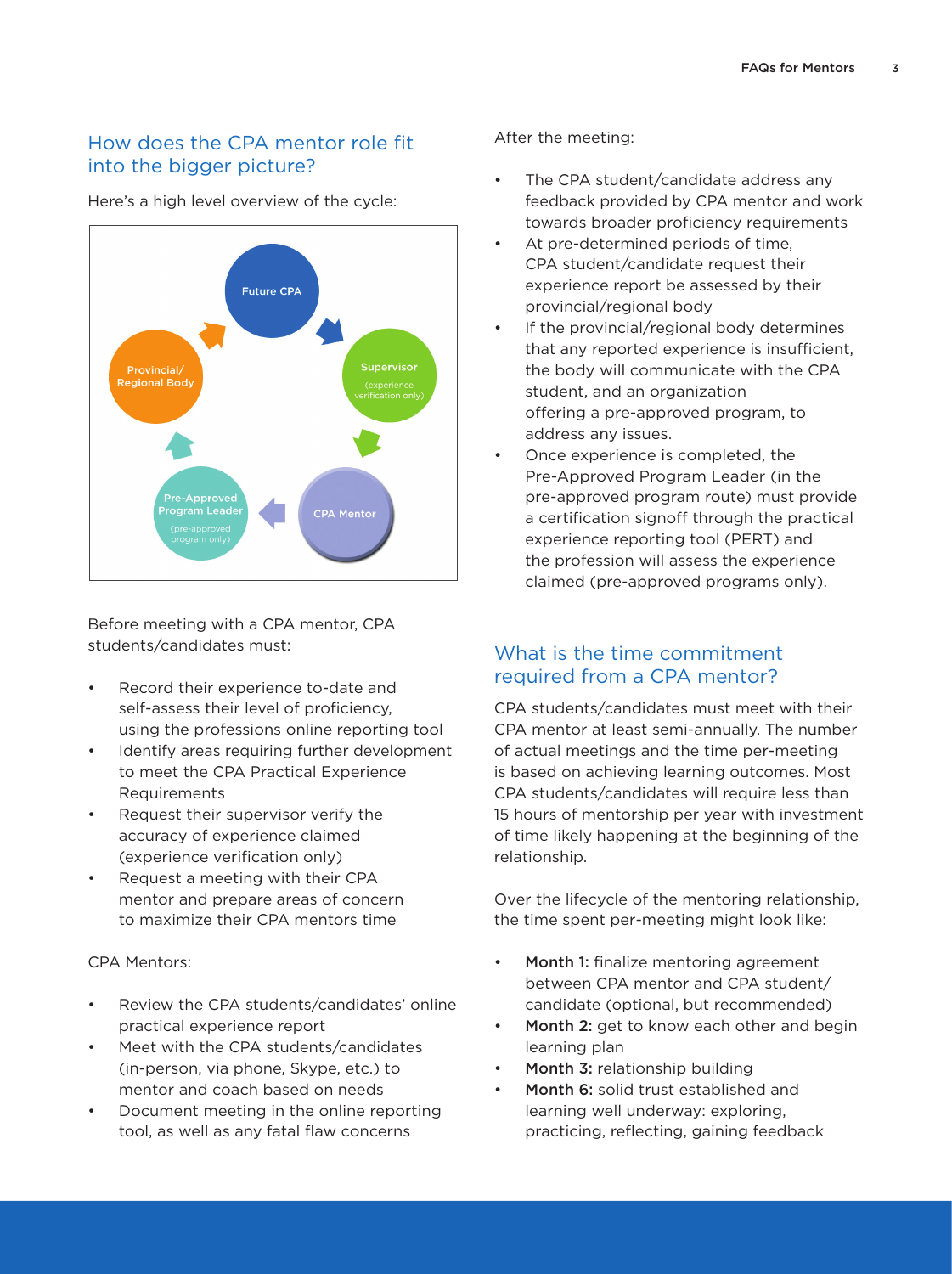## How does the CPA mentor role fit into the bigger picture?

Here's a high level overview of the cycle:

Before meeting with a CPA mentor, CPA students/candidates must:

- Record their experience to-date and self-assess their level of proficiency, using the professions online reporting tool
- Identify areas requiring further development to meet the CPA Practical Experience Requirements
- Request their supervisor verify the accuracy of experience claimed (experience verification only)
- Request a meeting with their CPA mentor and prepare areas of concern to maximize their CPA mentors time

CPA Mentors:

- Review the CPA students/candidates' online practical experience report
- Meet with the CPA students/candidates (in-person, via phone, Skype, etc.) to mentor and coach based on needs
- Document meeting in the online reporting tool, as well as any fatal flaw concerns

After the meeting:

- The CPA student/candidate address any feedback provided by CPA mentor and work towards broader proficiency requirements
- At pre-determined periods of time, CPA student/candidate request their experience report be assessed by their provincial/regional body
- If the provincial/regional body determines that any reported experience is insufficient, the body will communicate with the CPA student, and an organization offering a pre-approved program, to address any issues.
- Once experience is completed, the Pre-Approved Program Leader (in the pre-approved program route) must provide a certification signoff through the practical experience reporting tool (PERT) and the profession will assess the experience claimed (pre-approved programs only).

## What is the time commitment required from a CPA mentor?

CPA students/candidates must meet with their CPA mentor at least semi-annually. The number of actual meetings and the time per-meeting is based on achieving learning outcomes. Most CPA students/candidates will require less than 15 hours of mentorship per year with investment of time likely happening at the beginning of the relationship.

Over the lifecycle of the mentoring relationship, the time spent per-meeting might look like:

- **Month 1:** finalize mentoring agreement between CPA mentor and CPA student/candidate (optional, but recommended)
- **Month 2:** get to know each other and begin learning plan
- **Month 3:** relationship building
- **Month 6:** solid trust established and learning well underway: exploring, practicing, reflecting, gaining feedback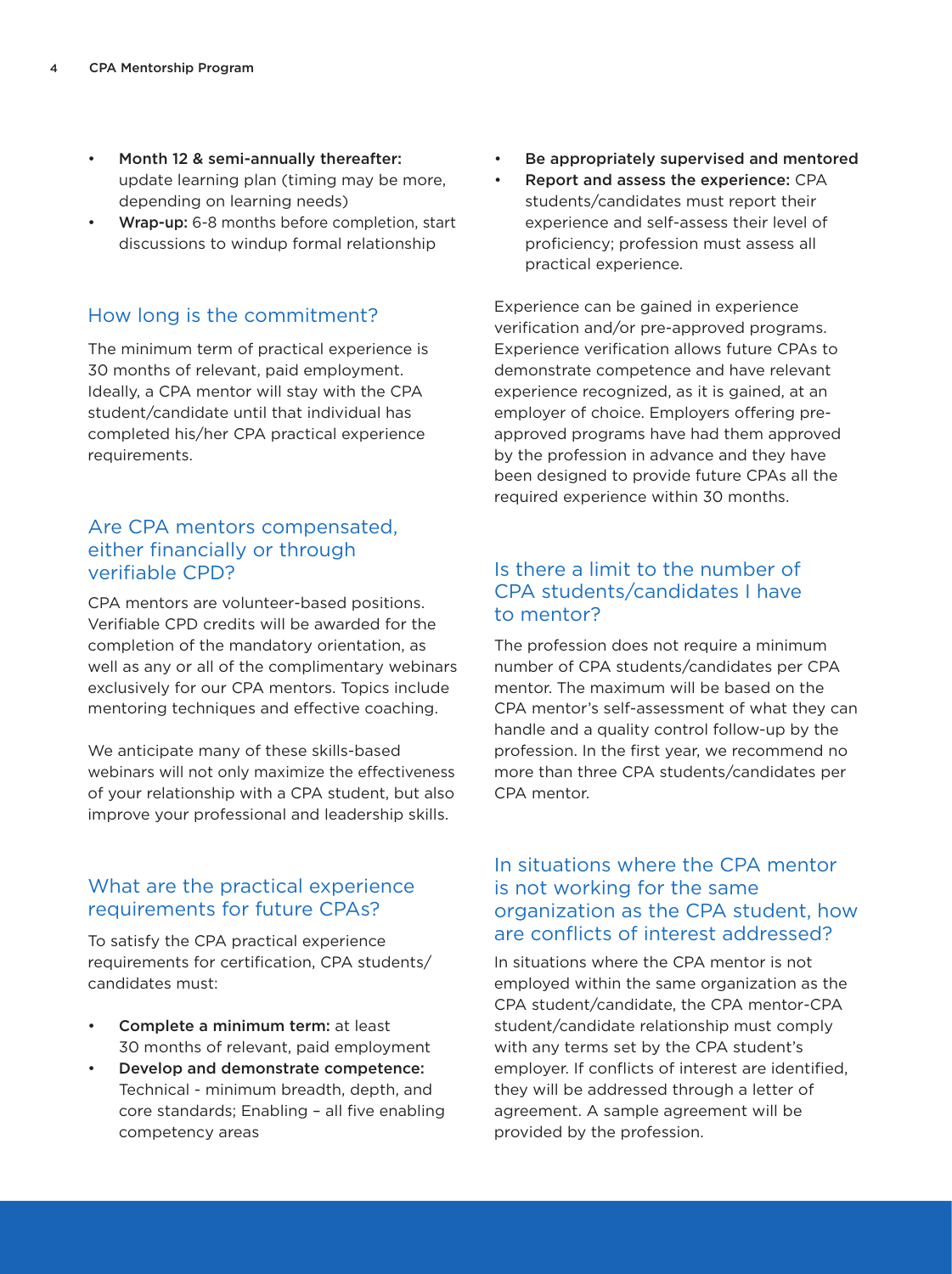- **Month 12 & semi-annually thereafter:** update learning plan (timing may be more, depending on learning needs)
- **Wrap-up:** 6-8 months before completion, start discussions to windup formal relationship

## How long is the commitment?

The minimum term of practical experience is 30 months of relevant, paid employment. Ideally, a CPA mentor will stay with the CPA student/candidate until that individual has completed his/her CPA practical experience requirements.

## Are CPA mentors compensated, either financially or through verifiable CPD?

CPA mentors are volunteer-based positions. Verifiable CPD credits will be awarded for the completion of the mandatory orientation, as well as any or all of the complimentary webinars exclusively for our CPA mentors. Topics include mentoring techniques and effective coaching.

We anticipate many of these skills-based webinars will not only maximize the effectiveness of your relationship with a CPA student, but also improve your professional and leadership skills.

## What are the practical experience requirements for future CPAs?

To satisfy the CPA practical experience requirements for certification, CPA students/candidates must:

- **Complete a minimum term:** at least 30 months of relevant, paid employment
- **Develop and demonstrate competence:** Technical - minimum breadth, depth, and core standards; Enabling – all five enabling competency areas
- **Be appropriately supervised and mentored**
- **Report and assess the experience:** CPA students/candidates must report their experience and self-assess their level of proficiency; profession must assess all practical experience.

Experience can be gained in experience verification and/or pre-approved programs. Experience verification allows future CPAs to demonstrate competence and have relevant experience recognized, as it is gained, at an employer of choice. Employers offering pre-approved programs have had them approved by the profession in advance and they have been designed to provide future CPAs all the required experience within 30 months.

## Is there a limit to the number of CPA students/candidates I have to mentor?

The profession does not require a minimum number of CPA students/candidates per CPA mentor. The maximum will be based on the CPA mentor's self-assessment of what they can handle and a quality control follow-up by the profession. In the first year, we recommend no more than three CPA students/candidates per CPA mentor.

## In situations where the CPA mentor is not working for the same organization as the CPA student, how are conflicts of interest addressed?

In situations where the CPA mentor is not employed within the same organization as the CPA student/candidate, the CPA mentor-CPA student/candidate relationship must comply with any terms set by the CPA student's employer. If conflicts of interest are identified, they will be addressed through a letter of agreement. A sample agreement will be provided by the profession.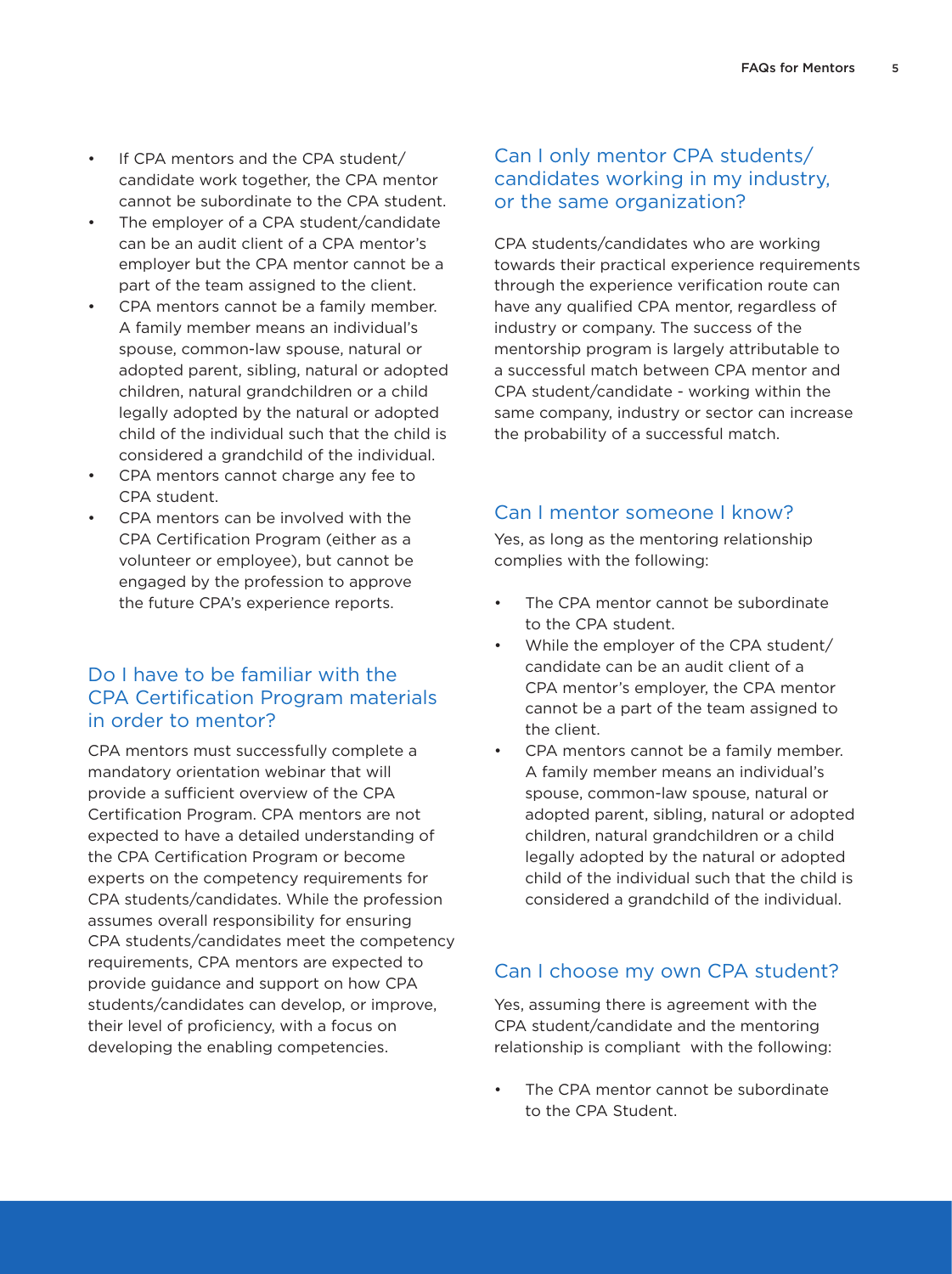- If CPA mentors and the CPA student/candidate work together, the CPA mentor cannot be subordinate to the CPA student.
- The employer of a CPA student/candidate can be an audit client of a CPA mentor's employer but the CPA mentor cannot be a part of the team assigned to the client.
- CPA mentors cannot be a family member. A family member means an individual's spouse, common-law spouse, natural or adopted parent, sibling, natural or adopted children, natural grandchildren or a child legally adopted by the natural or adopted child of the individual such that the child is considered a grandchild of the individual.
- CPA mentors cannot charge any fee to CPA student.
- CPA mentors can be involved with the CPA Certification Program (either as a volunteer or employee), but cannot be engaged by the profession to approve the future CPA's experience reports.

## Do I have to be familiar with the CPA Certification Program materials in order to mentor?

CPA mentors must successfully complete a mandatory orientation webinar that will provide a sufficient overview of the CPA Certification Program. CPA mentors are not expected to have a detailed understanding of the CPA Certification Program or become experts on the competency requirements for CPA students/candidates. While the profession assumes overall responsibility for ensuring CPA students/candidates meet the competency requirements, CPA mentors are expected to provide guidance and support on how CPA students/candidates can develop, or improve, their level of proficiency, with a focus on developing the enabling competencies.

## Can I only mentor CPA students/candidates working in my industry, or the same organization?

CPA students/candidates who are working towards their practical experience requirements through the experience verification route can have any qualified CPA mentor, regardless of industry or company. The success of the mentorship program is largely attributable to a successful match between CPA mentor and CPA student/candidate - working within the same company, industry or sector can increase the probability of a successful match.

## Can I mentor someone I know?

Yes, as long as the mentoring relationship complies with the following:

- The CPA mentor cannot be subordinate to the CPA student.
- While the employer of the CPA student/candidate can be an audit client of a CPA mentor's employer, the CPA mentor cannot be a part of the team assigned to the client.
- CPA mentors cannot be a family member. A family member means an individual's spouse, common-law spouse, natural or adopted parent, sibling, natural or adopted children, natural grandchildren or a child legally adopted by the natural or adopted child of the individual such that the child is considered a grandchild of the individual.

## Can I choose my own CPA student?

Yes, assuming there is agreement with the CPA student/candidate and the mentoring relationship is compliant with the following:

- The CPA mentor cannot be subordinate to the CPA Student.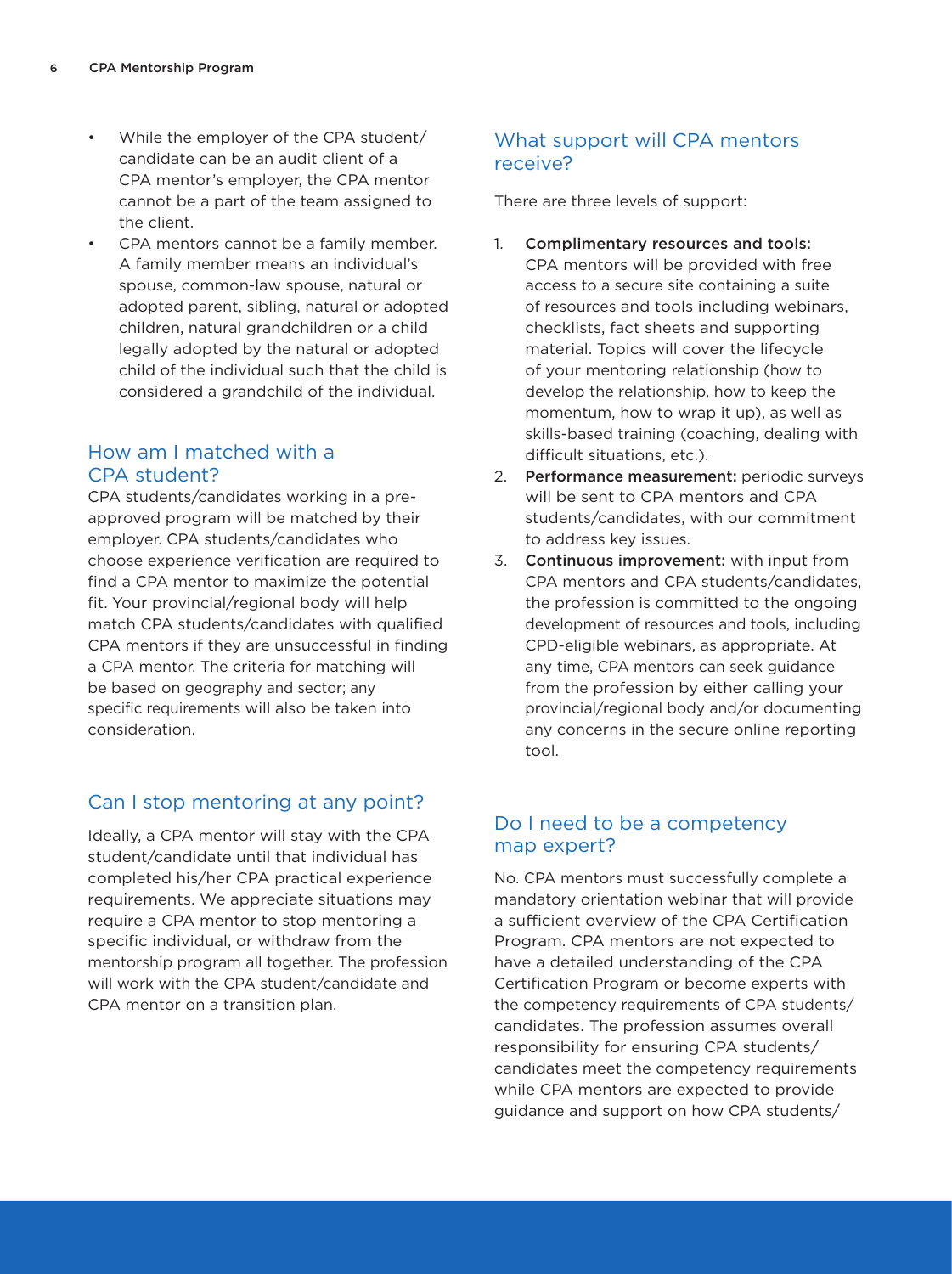- While the employer of the CPA student/candidate can be an audit client of a CPA mentor's employer, the CPA mentor cannot be a part of the team assigned to the client.
- CPA mentors cannot be a family member. A family member means an individual's spouse, common-law spouse, natural or adopted parent, sibling, natural or adopted children, natural grandchildren or a child legally adopted by the natural or adopted child of the individual such that the child is considered a grandchild of the individual.

## How am I matched with a CPA student?

CPA students/candidates working in a pre-approved program will be matched by their employer. CPA students/candidates who choose experience verification are required to find a CPA mentor to maximize the potential fit. Your provincial/regional body will help match CPA students/candidates with qualified CPA mentors if they are unsuccessful in finding a CPA mentor. The criteria for matching will be based on geography and sector; any specific requirements will also be taken into consideration.

## Can I stop mentoring at any point?

Ideally, a CPA mentor will stay with the CPA student/candidate until that individual has completed his/her CPA practical experience requirements. We appreciate situations may require a CPA mentor to stop mentoring a specific individual, or withdraw from the mentorship program all together. The profession will work with the CPA student/candidate and CPA mentor on a transition plan.

## What support will CPA mentors receive?

There are three levels of support:

1. **Complimentary resources and tools:** CPA mentors will be provided with free access to a secure site containing a suite of resources and tools including webinars, checklists, fact sheets and supporting material. Topics will cover the lifecycle of your mentoring relationship (how to develop the relationship, how to keep the momentum, how to wrap it up), as well as skills-based training (coaching, dealing with difficult situations, etc.).
2. **Performance measurement:** periodic surveys will be sent to CPA mentors and CPA students/candidates, with our commitment to address key issues.
3. **Continuous improvement:** with input from CPA mentors and CPA students/candidates, the profession is committed to the ongoing development of resources and tools, including CPD-eligible webinars, as appropriate. At any time, CPA mentors can seek guidance from the profession by either calling your provincial/regional body and/or documenting any concerns in the secure online reporting tool.

## Do I need to be a competency map expert?

No. CPA mentors must successfully complete a mandatory orientation webinar that will provide a sufficient overview of the CPA Certification Program. CPA mentors are not expected to have a detailed understanding of the CPA Certification Program or become experts with the competency requirements of CPA students/candidates. The profession assumes overall responsibility for ensuring CPA students/candidates meet the competency requirements while CPA mentors are expected to provide guidance and support on how CPA students/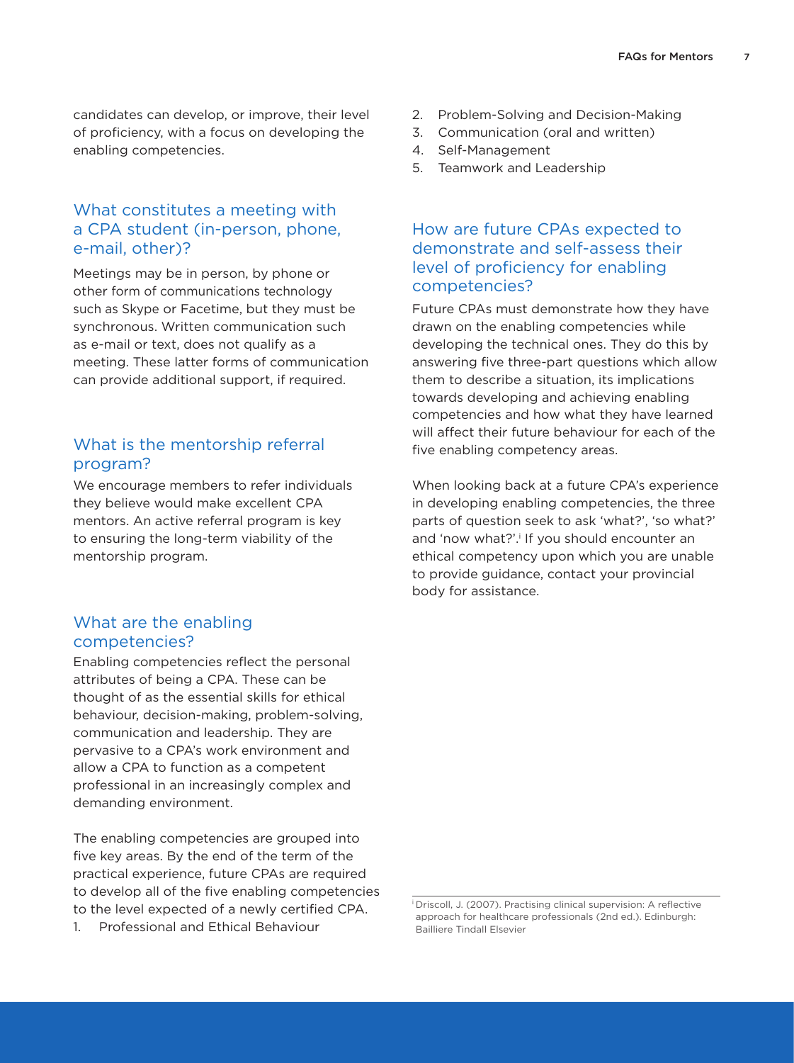candidates can develop, or improve, their level of proficiency, with a focus on developing the enabling competencies.

## What constitutes a meeting with a CPA student (in-person, phone, e-mail, other)?

Meetings may be in person, by phone or other form of communications technology such as Skype or Facetime, but they must be synchronous. Written communication such as e-mail or text, does not qualify as a meeting. These latter forms of communication can provide additional support, if required.

## What is the mentorship referral program?

We encourage members to refer individuals they believe would make excellent CPA mentors. An active referral program is key to ensuring the long-term viability of the mentorship program.

## What are the enabling competencies?

Enabling competencies reflect the personal attributes of being a CPA. These can be thought of as the essential skills for ethical behaviour, decision-making, problem-solving, communication and leadership. They are pervasive to a CPA's work environment and allow a CPA to function as a competent professional in an increasingly complex and demanding environment.

The enabling competencies are grouped into five key areas. By the end of the term of the practical experience, future CPAs are required to develop all of the five enabling competencies to the level expected of a newly certified CPA.

1. Professional and Ethical Behaviour
2. Problem-Solving and Decision-Making
3. Communication (oral and written)
4. Self-Management
5. Teamwork and Leadership

## How are future CPAs expected to demonstrate and self-assess their level of proficiency for enabling competencies?

Future CPAs must demonstrate how they have drawn on the enabling competencies while developing the technical ones. They do this by answering five three-part questions which allow them to describe a situation, its implications towards developing and achieving enabling competencies and how what they have learned will affect their future behaviour for each of the five enabling competency areas.

When looking back at a future CPA's experience in developing enabling competencies, the three parts of question seek to ask 'what?', 'so what?' and 'now what?'.[i] If you should encounter an ethical competency upon which you are unable to provide guidance, contact your provincial body for assistance.

---

[i] Driscoll, J. (2007). Practising clinical supervision: A reflective approach for healthcare professionals (2nd ed.). Edinburgh: Bailliere Tindall Elsevier